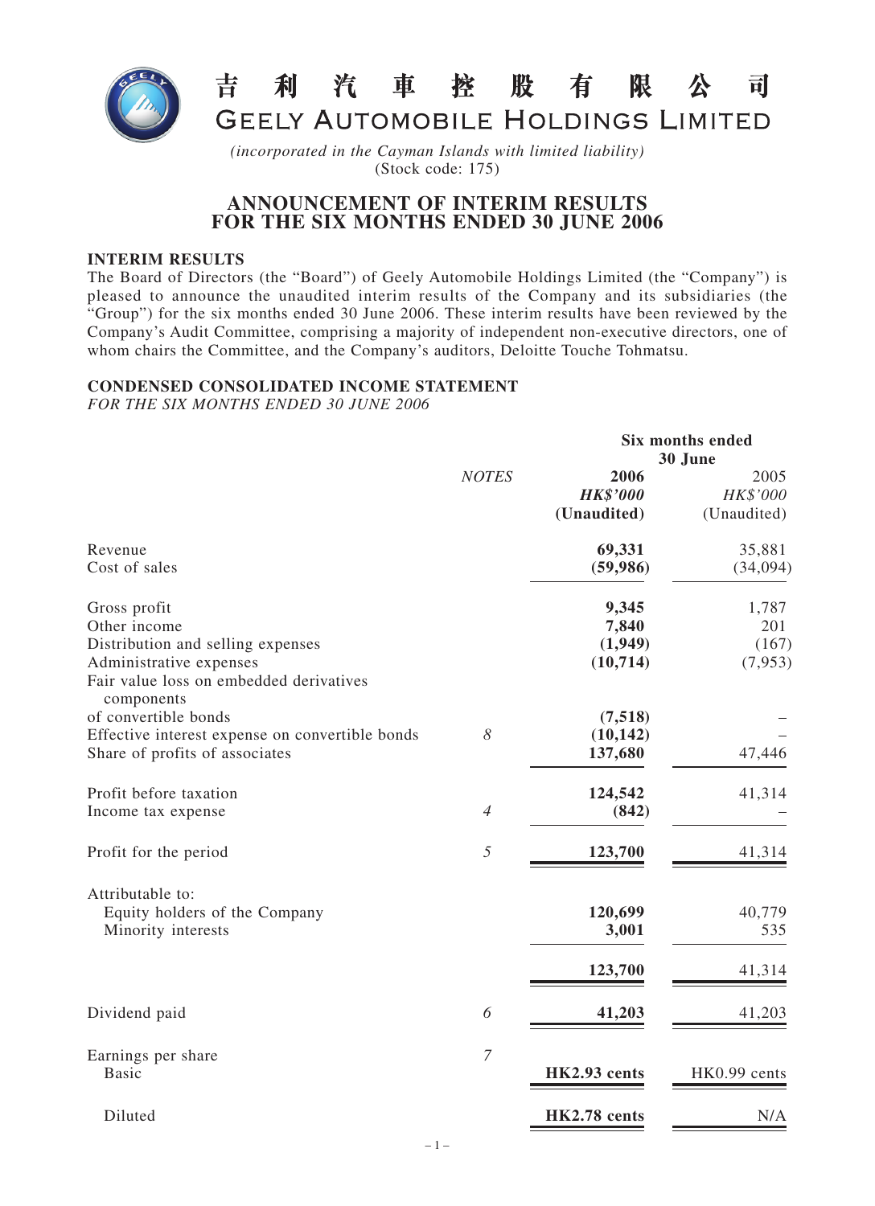# 吉利汽車控股有限公司
# GEELY AUTOMOBILE HOLDINGS LIMITED

*(incorporated in the Cayman Islands with limited liability)*
(Stock code: 175)

## ANNOUNCEMENT OF INTERIM RESULTS FOR THE SIX MONTHS ENDED 30 JUNE 2006

### INTERIM RESULTS

The Board of Directors (the "Board") of Geely Automobile Holdings Limited (the "Company") is pleased to announce the unaudited interim results of the Company and its subsidiaries (the "Group") for the six months ended 30 June 2006. These interim results have been reviewed by the Company's Audit Committee, comprising a majority of independent non-executive directors, one of whom chairs the Committee, and the Company's auditors, Deloitte Touche Tohmatsu.

### CONDENSED CONSOLIDATED INCOME STATEMENT

*FOR THE SIX MONTHS ENDED 30 JUNE 2006*

| | | Six months ended 30 June | |
|---|---|---|---|
| | *NOTES* | **2006** | 2005 |
| | | ***HK$'000*** | *HK$'000* |
| | | **(Unaudited)** | (Unaudited) |
| Revenue | | **69,331** | 35,881 |
| Cost of sales | | **(59,986)** | (34,094) |
| Gross profit | | **9,345** | 1,787 |
| Other income | | **7,840** | 201 |
| Distribution and selling expenses | | **(1,949)** | (167) |
| Administrative expenses | | **(10,714)** | (7,953) |
| Fair value loss on embedded derivatives components of convertible bonds | | **(7,518)** | – |
| Effective interest expense on convertible bonds | 8 | **(10,142)** | – |
| Share of profits of associates | | **137,680** | 47,446 |
| Profit before taxation | | **124,542** | 41,314 |
| Income tax expense | 4 | **(842)** | – |
| Profit for the period | 5 | **123,700** | 41,314 |
| Attributable to: | | | |
| Equity holders of the Company | | **120,699** | 40,779 |
| Minority interests | | **3,001** | 535 |
| | | **123,700** | 41,314 |
| Dividend paid | 6 | **41,203** | 41,203 |
| Earnings per share | 7 | | |
| Basic | | **HK2.93 cents** | HK0.99 cents |
| Diluted | | **HK2.78 cents** | N/A |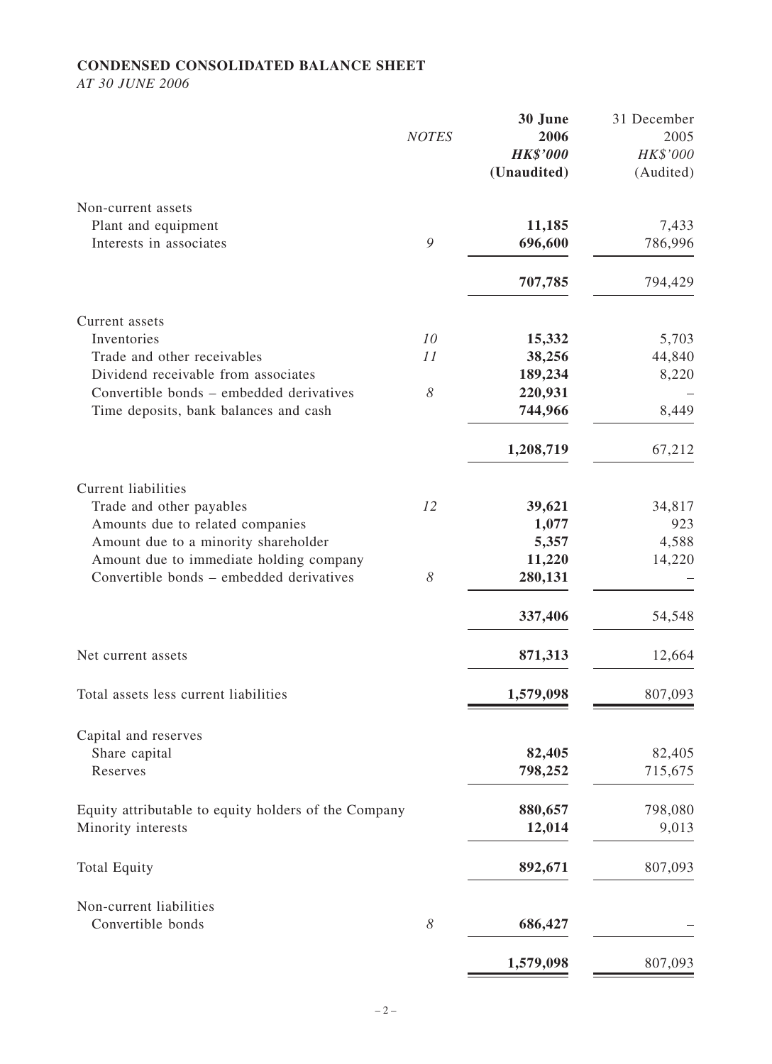**CONDENSED CONSOLIDATED BALANCE SHEET**

*AT 30 JUNE 2006*

| | *NOTES* | **30 June 2006** ***HK$'000*** **(Unaudited)** | 31 December 2005 *HK$'000* (Audited) |
|---|---|---|---|
| Non-current assets | | | |
| Plant and equipment | | **11,185** | 7,433 |
| Interests in associates | *9* | **696,600** | 786,996 |
| | | **707,785** | 794,429 |
| Current assets | | | |
| Inventories | *10* | **15,332** | 5,703 |
| Trade and other receivables | *11* | **38,256** | 44,840 |
| Dividend receivable from associates | | **189,234** | 8,220 |
| Convertible bonds – embedded derivatives | *8* | **220,931** | – |
| Time deposits, bank balances and cash | | **744,966** | 8,449 |
| | | **1,208,719** | 67,212 |
| Current liabilities | | | |
| Trade and other payables | *12* | **39,621** | 34,817 |
| Amounts due to related companies | | **1,077** | 923 |
| Amount due to a minority shareholder | | **5,357** | 4,588 |
| Amount due to immediate holding company | | **11,220** | 14,220 |
| Convertible bonds – embedded derivatives | *8* | **280,131** | – |
| | | **337,406** | 54,548 |
| Net current assets | | **871,313** | 12,664 |
| Total assets less current liabilities | | **1,579,098** | 807,093 |
| Capital and reserves | | | |
| Share capital | | **82,405** | 82,405 |
| Reserves | | **798,252** | 715,675 |
| Equity attributable to equity holders of the Company | | **880,657** | 798,080 |
| Minority interests | | **12,014** | 9,013 |
| Total Equity | | **892,671** | 807,093 |
| Non-current liabilities | | | |
| Convertible bonds | *8* | **686,427** | – |
| | | **1,579,098** | 807,093 |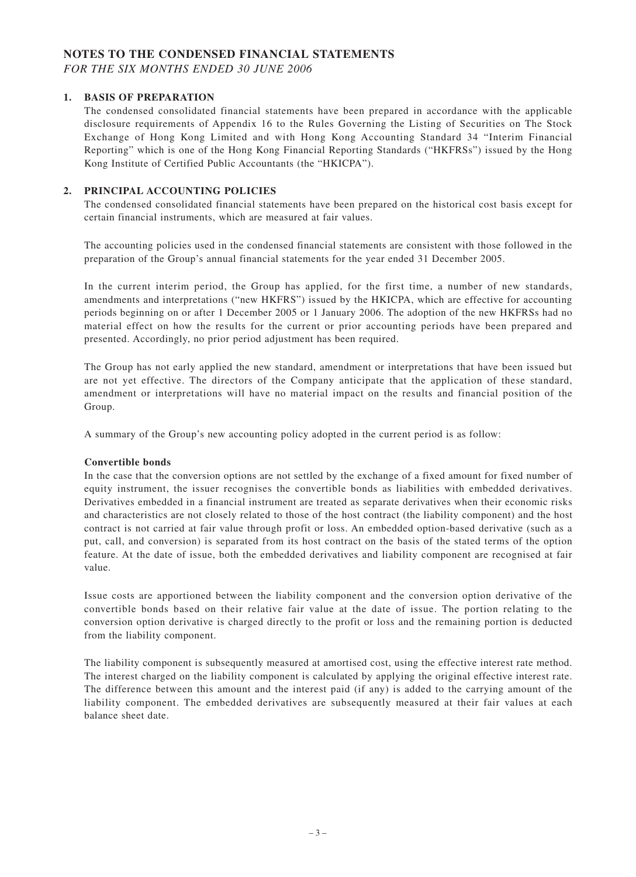# NOTES TO THE CONDENSED FINANCIAL STATEMENTS

*FOR THE SIX MONTHS ENDED 30 JUNE 2006*

## 1. BASIS OF PREPARATION

The condensed consolidated financial statements have been prepared in accordance with the applicable disclosure requirements of Appendix 16 to the Rules Governing the Listing of Securities on The Stock Exchange of Hong Kong Limited and with Hong Kong Accounting Standard 34 "Interim Financial Reporting" which is one of the Hong Kong Financial Reporting Standards ("HKFRSs") issued by the Hong Kong Institute of Certified Public Accountants (the "HKICPA").

## 2. PRINCIPAL ACCOUNTING POLICIES

The condensed consolidated financial statements have been prepared on the historical cost basis except for certain financial instruments, which are measured at fair values.

The accounting policies used in the condensed financial statements are consistent with those followed in the preparation of the Group's annual financial statements for the year ended 31 December 2005.

In the current interim period, the Group has applied, for the first time, a number of new standards, amendments and interpretations ("new HKFRS") issued by the HKICPA, which are effective for accounting periods beginning on or after 1 December 2005 or 1 January 2006. The adoption of the new HKFRSs had no material effect on how the results for the current or prior accounting periods have been prepared and presented. Accordingly, no prior period adjustment has been required.

The Group has not early applied the new standard, amendment or interpretations that have been issued but are not yet effective. The directors of the Company anticipate that the application of these standard, amendment or interpretations will have no material impact on the results and financial position of the Group.

A summary of the Group's new accounting policy adopted in the current period is as follow:

**Convertible bonds**

In the case that the conversion options are not settled by the exchange of a fixed amount for fixed number of equity instrument, the issuer recognises the convertible bonds as liabilities with embedded derivatives. Derivatives embedded in a financial instrument are treated as separate derivatives when their economic risks and characteristics are not closely related to those of the host contract (the liability component) and the host contract is not carried at fair value through profit or loss. An embedded option-based derivative (such as a put, call, and conversion) is separated from its host contract on the basis of the stated terms of the option feature. At the date of issue, both the embedded derivatives and liability component are recognised at fair value.

Issue costs are apportioned between the liability component and the conversion option derivative of the convertible bonds based on their relative fair value at the date of issue. The portion relating to the conversion option derivative is charged directly to the profit or loss and the remaining portion is deducted from the liability component.

The liability component is subsequently measured at amortised cost, using the effective interest rate method. The interest charged on the liability component is calculated by applying the original effective interest rate. The difference between this amount and the interest paid (if any) is added to the carrying amount of the liability component. The embedded derivatives are subsequently measured at their fair values at each balance sheet date.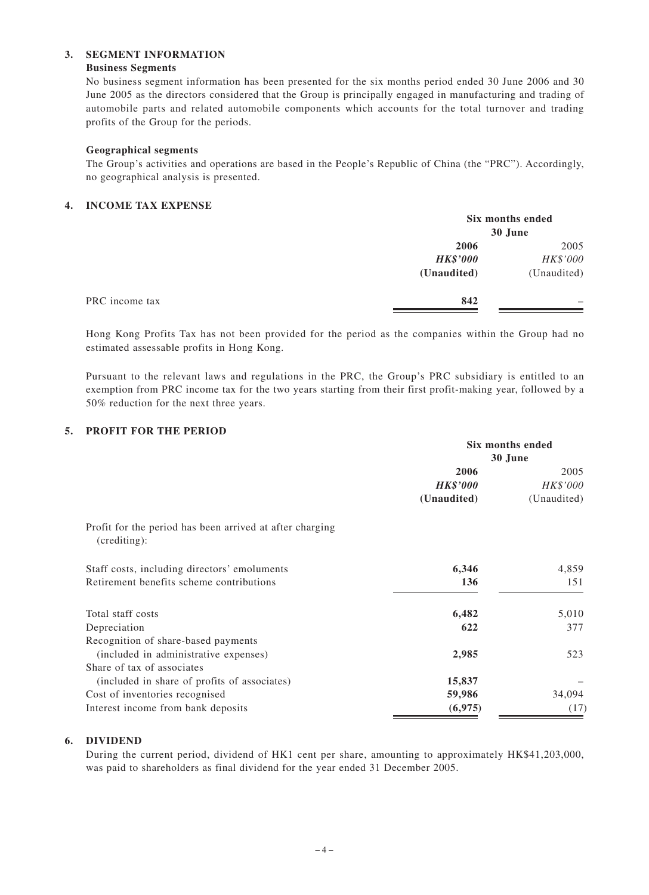## 3. SEGMENT INFORMATION

### Business Segments

No business segment information has been presented for the six months period ended 30 June 2006 and 30 June 2005 as the directors considered that the Group is principally engaged in manufacturing and trading of automobile parts and related automobile components which accounts for the total turnover and trading profits of the Group for the periods.

### Geographical segments

The Group's activities and operations are based in the People's Republic of China (the "PRC"). Accordingly, no geographical analysis is presented.

## 4. INCOME TAX EXPENSE

| | Six months ended 30 June | |
|---|---|---|
| | **2006** | 2005 |
| | ***HK$'000*** | *HK$'000* |
| | **(Unaudited)** | (Unaudited) |
| PRC income tax | **842** | – |

Hong Kong Profits Tax has not been provided for the period as the companies within the Group had no estimated assessable profits in Hong Kong.

Pursuant to the relevant laws and regulations in the PRC, the Group's PRC subsidiary is entitled to an exemption from PRC income tax for the two years starting from their first profit-making year, followed by a 50% reduction for the next three years.

## 5. PROFIT FOR THE PERIOD

| | Six months ended 30 June | |
|---|---|---|
| | **2006** | 2005 |
| | ***HK$'000*** | *HK$'000* |
| | **(Unaudited)** | (Unaudited) |
| Profit for the period has been arrived at after charging (crediting): | | |
| Staff costs, including directors' emoluments | **6,346** | 4,859 |
| Retirement benefits scheme contributions | **136** | 151 |
| Total staff costs | **6,482** | 5,010 |
| Depreciation | **622** | 377 |
| Recognition of share-based payments (included in administrative expenses) | **2,985** | 523 |
| Share of tax of associates (included in share of profits of associates) | **15,837** | – |
| Cost of inventories recognised | **59,986** | 34,094 |
| Interest income from bank deposits | **(6,975)** | (17) |

## 6. DIVIDEND

During the current period, dividend of HK1 cent per share, amounting to approximately HK$41,203,000, was paid to shareholders as final dividend for the year ended 31 December 2005.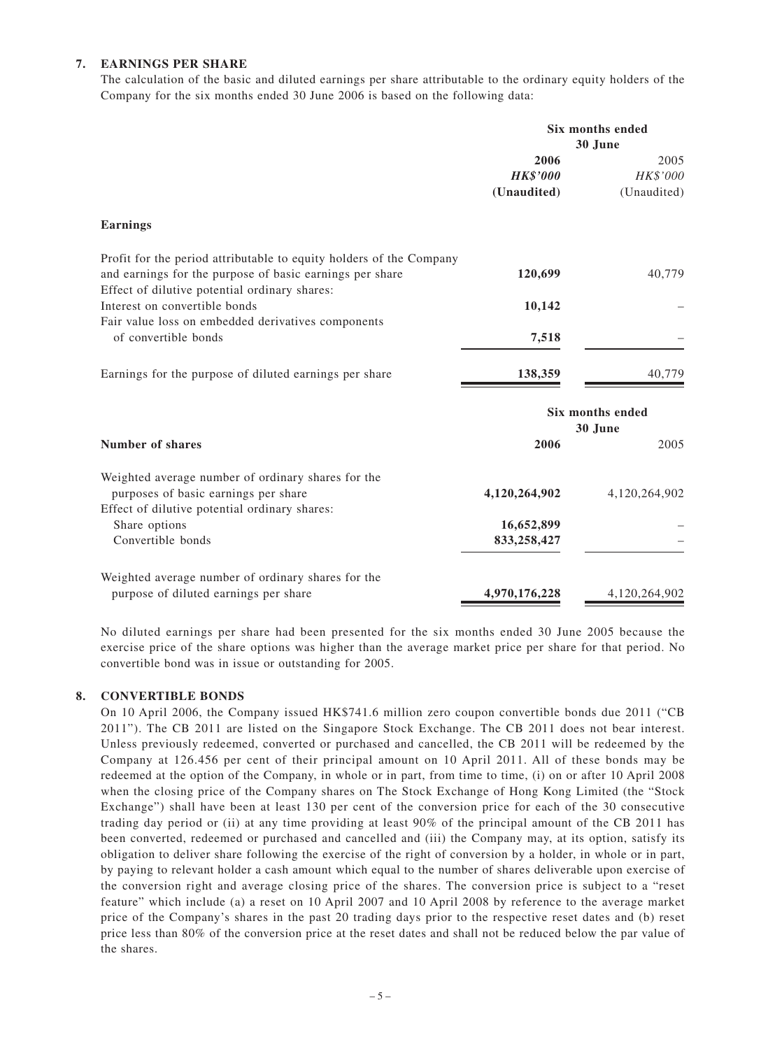## 7. EARNINGS PER SHARE

The calculation of the basic and diluted earnings per share attributable to the ordinary equity holders of the Company for the six months ended 30 June 2006 is based on the following data:

| | Six months ended 30 June | |
|---|---|---|
| | **2006** | 2005 |
| | ***HK$'000*** | *HK$'000* |
| | **(Unaudited)** | (Unaudited) |
| **Earnings** | | |
| Profit for the period attributable to equity holders of the Company and earnings for the purpose of basic earnings per share | **120,699** | 40,779 |
| Effect of dilutive potential ordinary shares: | | |
| Interest on convertible bonds | **10,142** | – |
| Fair value loss on embedded derivatives components of convertible bonds | **7,518** | – |
| Earnings for the purpose of diluted earnings per share | **138,359** | 40,779 |

| | Six months ended 30 June | |
|---|---|---|
| **Number of shares** | **2006** | 2005 |
| Weighted average number of ordinary shares for the purposes of basic earnings per share | **4,120,264,902** | 4,120,264,902 |
| Effect of dilutive potential ordinary shares: | | |
| Share options | **16,652,899** | – |
| Convertible bonds | **833,258,427** | – |
| Weighted average number of ordinary shares for the purpose of diluted earnings per share | **4,970,176,228** | 4,120,264,902 |

No diluted earnings per share had been presented for the six months ended 30 June 2005 because the exercise price of the share options was higher than the average market price per share for that period. No convertible bond was in issue or outstanding for 2005.

## 8. CONVERTIBLE BONDS

On 10 April 2006, the Company issued HK$741.6 million zero coupon convertible bonds due 2011 ("CB 2011"). The CB 2011 are listed on the Singapore Stock Exchange. The CB 2011 does not bear interest. Unless previously redeemed, converted or purchased and cancelled, the CB 2011 will be redeemed by the Company at 126.456 per cent of their principal amount on 10 April 2011. All of these bonds may be redeemed at the option of the Company, in whole or in part, from time to time, (i) on or after 10 April 2008 when the closing price of the Company shares on The Stock Exchange of Hong Kong Limited (the "Stock Exchange") shall have been at least 130 per cent of the conversion price for each of the 30 consecutive trading day period or (ii) at any time providing at least 90% of the principal amount of the CB 2011 has been converted, redeemed or purchased and cancelled and (iii) the Company may, at its option, satisfy its obligation to deliver share following the exercise of the right of conversion by a holder, in whole or in part, by paying to relevant holder a cash amount which equal to the number of shares deliverable upon exercise of the conversion right and average closing price of the shares. The conversion price is subject to a "reset feature" which include (a) a reset on 10 April 2007 and 10 April 2008 by reference to the average market price of the Company's shares in the past 20 trading days prior to the respective reset dates and (b) reset price less than 80% of the conversion price at the reset dates and shall not be reduced below the par value of the shares.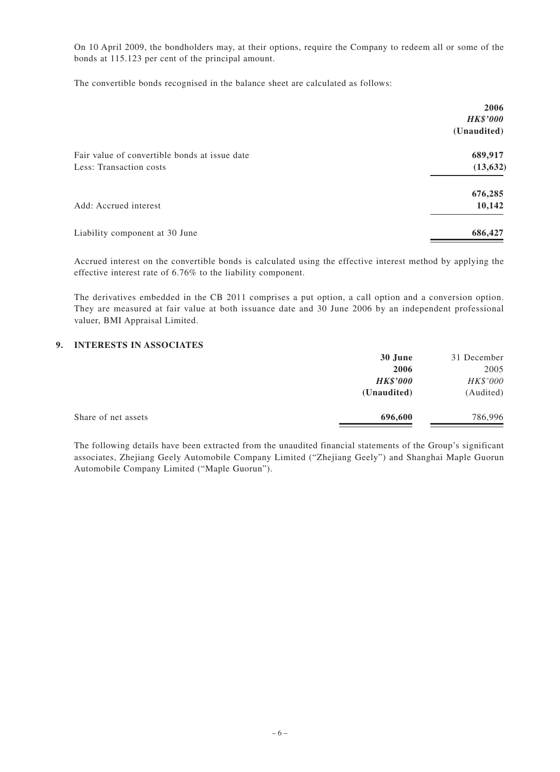On 10 April 2009, the bondholders may, at their options, require the Company to redeem all or some of the bonds at 115.123 per cent of the principal amount.

The convertible bonds recognised in the balance sheet are calculated as follows:

| | **2006** |
|---|---|
| | ***HK$'000*** |
| | **(Unaudited)** |
| Fair value of convertible bonds at issue date | **689,917** |
| Less: Transaction costs | **(13,632)** |
| | **676,285** |
| Add: Accrued interest | **10,142** |
| Liability component at 30 June | **686,427** |

Accrued interest on the convertible bonds is calculated using the effective interest method by applying the effective interest rate of 6.76% to the liability component.

The derivatives embedded in the CB 2011 comprises a put option, a call option and a conversion option. They are measured at fair value at both issuance date and 30 June 2006 by an independent professional valuer, BMI Appraisal Limited.

## 9. INTERESTS IN ASSOCIATES

| | **30 June** | 31 December |
|---|---|---|
| | **2006** | 2005 |
| | ***HK$'000*** | *HK$'000* |
| | **(Unaudited)** | (Audited) |
| Share of net assets | **696,600** | 786,996 |

The following details have been extracted from the unaudited financial statements of the Group's significant associates, Zhejiang Geely Automobile Company Limited ("Zhejiang Geely") and Shanghai Maple Guorun Automobile Company Limited ("Maple Guorun").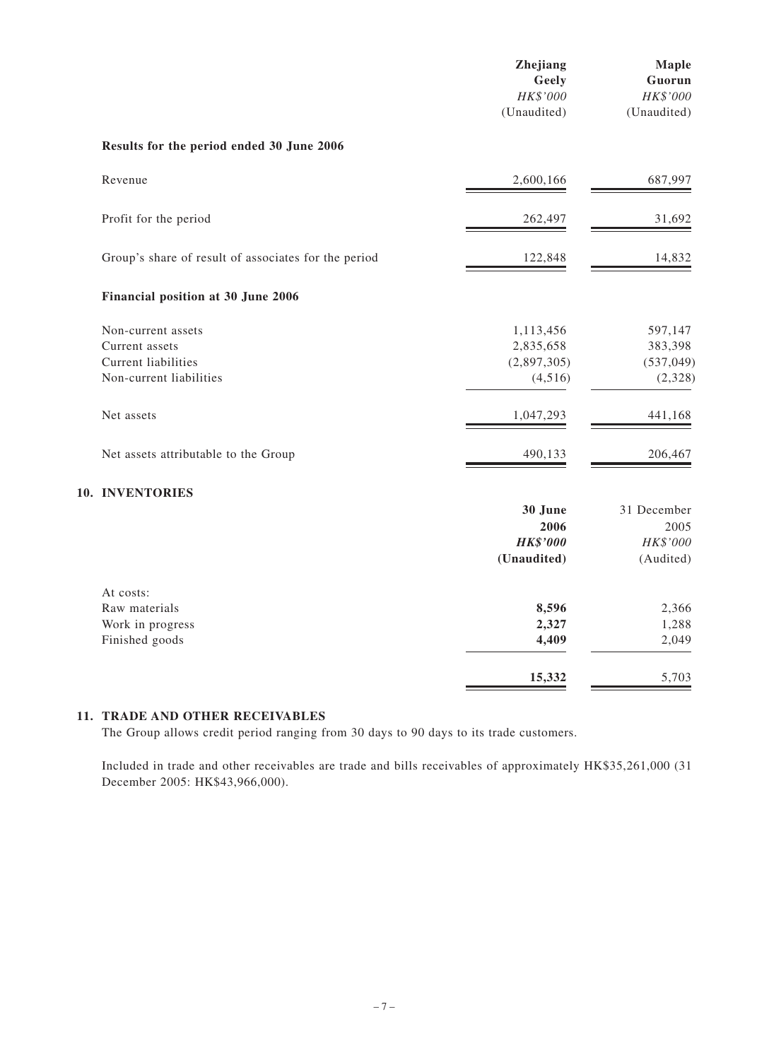| | Zhejiang Geely | Maple Guorun |
|---|---|---|
| | *HK$'000* | *HK$'000* |
| | (Unaudited) | (Unaudited) |
| **Results for the period ended 30 June 2006** | | |
| Revenue | 2,600,166 | 687,997 |
| Profit for the period | 262,497 | 31,692 |
| Group's share of result of associates for the period | 122,848 | 14,832 |
| **Financial position at 30 June 2006** | | |
| Non-current assets | 1,113,456 | 597,147 |
| Current assets | 2,835,658 | 383,398 |
| Current liabilities | (2,897,305) | (537,049) |
| Non-current liabilities | (4,516) | (2,328) |
| Net assets | 1,047,293 | 441,168 |
| Net assets attributable to the Group | 490,133 | 206,467 |

## 10. INVENTORIES

| | 30 June 2006 | 31 December 2005 |
|---|---|---|
| | ***HK$'000*** | *HK$'000* |
| | **(Unaudited)** | (Audited) |
| At costs: | | |
| Raw materials | **8,596** | 2,366 |
| Work in progress | **2,327** | 1,288 |
| Finished goods | **4,409** | 2,049 |
| | **15,332** | 5,703 |

## 11. TRADE AND OTHER RECEIVABLES

The Group allows credit period ranging from 30 days to 90 days to its trade customers.

Included in trade and other receivables are trade and bills receivables of approximately HK$35,261,000 (31 December 2005: HK$43,966,000).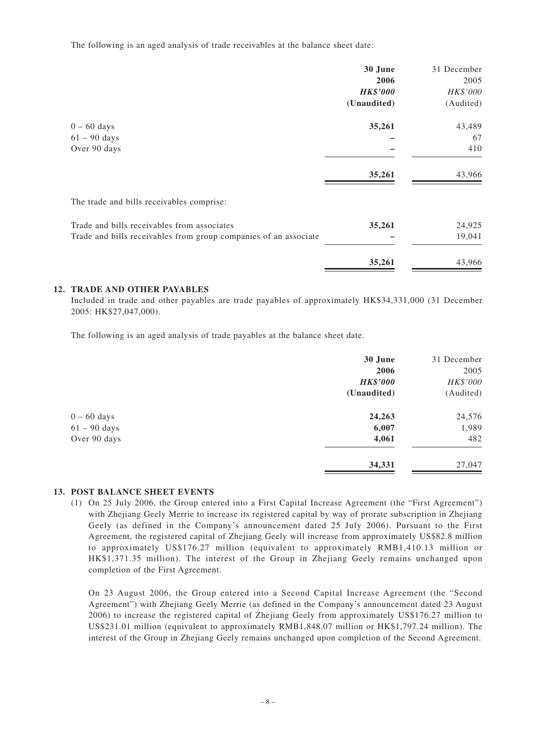The following is an aged analysis of trade receivables at the balance sheet date:

| | **30 June 2006** | 31 December 2005 |
|---|---|---|
| | ***HK$'000*** | *HK$'000* |
| | **(Unaudited)** | (Audited) |
| 0 – 60 days | **35,261** | 43,489 |
| 61 – 90 days | **–** | 67 |
| Over 90 days | **–** | 410 |
| | **35,261** | 43,966 |

The trade and bills receivables comprise:

| | **30 June 2006** | 31 December 2005 |
|---|---|---|
| Trade and bills receivables from associates | **35,261** | 24,925 |
| Trade and bills receivables from group companies of an associate | **–** | 19,041 |
| | **35,261** | 43,966 |

## 12. TRADE AND OTHER PAYABLES

Included in trade and other payables are trade payables of approximately HK$34,331,000 (31 December 2005: HK$27,047,000).

The following is an aged analysis of trade payables at the balance sheet date.

| | **30 June 2006** | 31 December 2005 |
|---|---|---|
| | ***HK$'000*** | *HK$'000* |
| | **(Unaudited)** | (Audited) |
| 0 – 60 days | **24,263** | 24,576 |
| 61 – 90 days | **6,007** | 1,989 |
| Over 90 days | **4,061** | 482 |
| | **34,331** | 27,047 |

## 13. POST BALANCE SHEET EVENTS

(1) On 25 July 2006, the Group entered into a First Capital Increase Agreement (the "First Agreement") with Zhejiang Geely Merrie to increase its registered capital by way of prorate subscription in Zhejiang Geely (as defined in the Company's announcement dated 25 July 2006). Pursuant to the First Agreement, the registered capital of Zhejiang Geely will increase from approximately US$82.8 million to approximately US$176.27 million (equivalent to approximately RMB1,410.13 million or HK$1,371.35 million). The interest of the Group in Zhejiang Geely remains unchanged upon completion of the First Agreement.

On 23 August 2006, the Group entered into a Second Capital Increase Agreement (the "Second Agreement") with Zhejiang Geely Merrie (as defined in the Company's announcement dated 23 August 2006) to increase the registered capital of Zhejiang Geely from approximately US$176.27 million to US$231.01 million (equivalent to approximately RMB1,848.07 million or HK$1,797.24 million). The interest of the Group in Zhejiang Geely remains unchanged upon completion of the Second Agreement.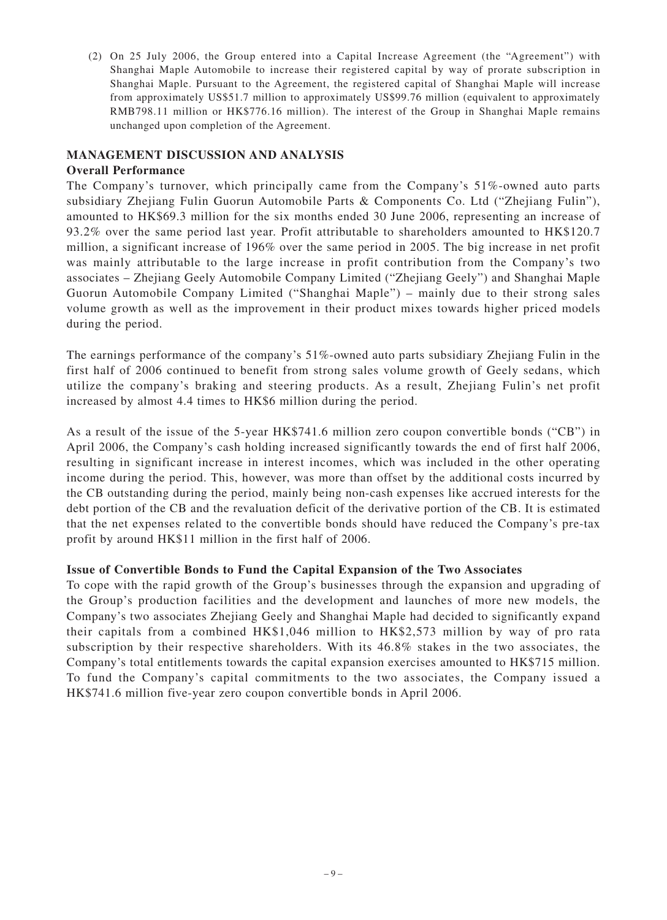(2) On 25 July 2006, the Group entered into a Capital Increase Agreement (the "Agreement") with Shanghai Maple Automobile to increase their registered capital by way of prorate subscription in Shanghai Maple. Pursuant to the Agreement, the registered capital of Shanghai Maple will increase from approximately US$51.7 million to approximately US$99.76 million (equivalent to approximately RMB798.11 million or HK$776.16 million). The interest of the Group in Shanghai Maple remains unchanged upon completion of the Agreement.

## MANAGEMENT DISCUSSION AND ANALYSIS

### Overall Performance

The Company's turnover, which principally came from the Company's 51%-owned auto parts subsidiary Zhejiang Fulin Guorun Automobile Parts & Components Co. Ltd ("Zhejiang Fulin"), amounted to HK$69.3 million for the six months ended 30 June 2006, representing an increase of 93.2% over the same period last year. Profit attributable to shareholders amounted to HK$120.7 million, a significant increase of 196% over the same period in 2005. The big increase in net profit was mainly attributable to the large increase in profit contribution from the Company's two associates – Zhejiang Geely Automobile Company Limited ("Zhejiang Geely") and Shanghai Maple Guorun Automobile Company Limited ("Shanghai Maple") – mainly due to their strong sales volume growth as well as the improvement in their product mixes towards higher priced models during the period.

The earnings performance of the company's 51%-owned auto parts subsidiary Zhejiang Fulin in the first half of 2006 continued to benefit from strong sales volume growth of Geely sedans, which utilize the company's braking and steering products. As a result, Zhejiang Fulin's net profit increased by almost 4.4 times to HK$6 million during the period.

As a result of the issue of the 5-year HK$741.6 million zero coupon convertible bonds ("CB") in April 2006, the Company's cash holding increased significantly towards the end of first half 2006, resulting in significant increase in interest incomes, which was included in the other operating income during the period. This, however, was more than offset by the additional costs incurred by the CB outstanding during the period, mainly being non-cash expenses like accrued interests for the debt portion of the CB and the revaluation deficit of the derivative portion of the CB. It is estimated that the net expenses related to the convertible bonds should have reduced the Company's pre-tax profit by around HK$11 million in the first half of 2006.

### Issue of Convertible Bonds to Fund the Capital Expansion of the Two Associates

To cope with the rapid growth of the Group's businesses through the expansion and upgrading of the Group's production facilities and the development and launches of more new models, the Company's two associates Zhejiang Geely and Shanghai Maple had decided to significantly expand their capitals from a combined HK$1,046 million to HK$2,573 million by way of pro rata subscription by their respective shareholders. With its 46.8% stakes in the two associates, the Company's total entitlements towards the capital expansion exercises amounted to HK$715 million. To fund the Company's capital commitments to the two associates, the Company issued a HK$741.6 million five-year zero coupon convertible bonds in April 2006.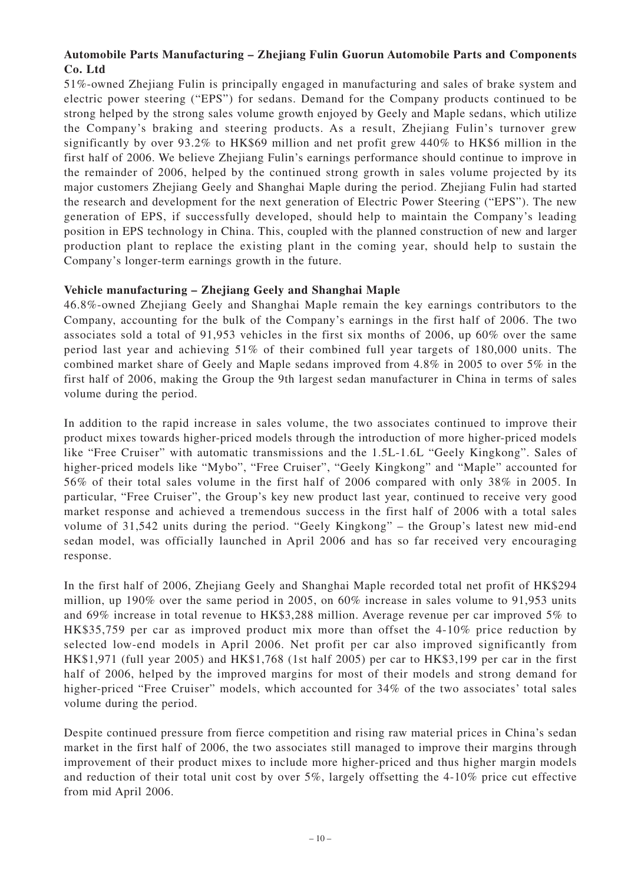**Automobile Parts Manufacturing – Zhejiang Fulin Guorun Automobile Parts and Components Co. Ltd**

51%-owned Zhejiang Fulin is principally engaged in manufacturing and sales of brake system and electric power steering ("EPS") for sedans. Demand for the Company products continued to be strong helped by the strong sales volume growth enjoyed by Geely and Maple sedans, which utilize the Company's braking and steering products. As a result, Zhejiang Fulin's turnover grew significantly by over 93.2% to HK$69 million and net profit grew 440% to HK$6 million in the first half of 2006. We believe Zhejiang Fulin's earnings performance should continue to improve in the remainder of 2006, helped by the continued strong growth in sales volume projected by its major customers Zhejiang Geely and Shanghai Maple during the period. Zhejiang Fulin had started the research and development for the next generation of Electric Power Steering ("EPS"). The new generation of EPS, if successfully developed, should help to maintain the Company's leading position in EPS technology in China. This, coupled with the planned construction of new and larger production plant to replace the existing plant in the coming year, should help to sustain the Company's longer-term earnings growth in the future.

**Vehicle manufacturing – Zhejiang Geely and Shanghai Maple**

46.8%-owned Zhejiang Geely and Shanghai Maple remain the key earnings contributors to the Company, accounting for the bulk of the Company's earnings in the first half of 2006. The two associates sold a total of 91,953 vehicles in the first six months of 2006, up 60% over the same period last year and achieving 51% of their combined full year targets of 180,000 units. The combined market share of Geely and Maple sedans improved from 4.8% in 2005 to over 5% in the first half of 2006, making the Group the 9th largest sedan manufacturer in China in terms of sales volume during the period.

In addition to the rapid increase in sales volume, the two associates continued to improve their product mixes towards higher-priced models through the introduction of more higher-priced models like "Free Cruiser" with automatic transmissions and the 1.5L-1.6L "Geely Kingkong". Sales of higher-priced models like "Mybo", "Free Cruiser", "Geely Kingkong" and "Maple" accounted for 56% of their total sales volume in the first half of 2006 compared with only 38% in 2005. In particular, "Free Cruiser", the Group's key new product last year, continued to receive very good market response and achieved a tremendous success in the first half of 2006 with a total sales volume of 31,542 units during the period. "Geely Kingkong" – the Group's latest new mid-end sedan model, was officially launched in April 2006 and has so far received very encouraging response.

In the first half of 2006, Zhejiang Geely and Shanghai Maple recorded total net profit of HK$294 million, up 190% over the same period in 2005, on 60% increase in sales volume to 91,953 units and 69% increase in total revenue to HK$3,288 million. Average revenue per car improved 5% to HK$35,759 per car as improved product mix more than offset the 4-10% price reduction by selected low-end models in April 2006. Net profit per car also improved significantly from HK$1,971 (full year 2005) and HK$1,768 (1st half 2005) per car to HK$3,199 per car in the first half of 2006, helped by the improved margins for most of their models and strong demand for higher-priced "Free Cruiser" models, which accounted for 34% of the two associates' total sales volume during the period.

Despite continued pressure from fierce competition and rising raw material prices in China's sedan market in the first half of 2006, the two associates still managed to improve their margins through improvement of their product mixes to include more higher-priced and thus higher margin models and reduction of their total unit cost by over 5%, largely offsetting the 4-10% price cut effective from mid April 2006.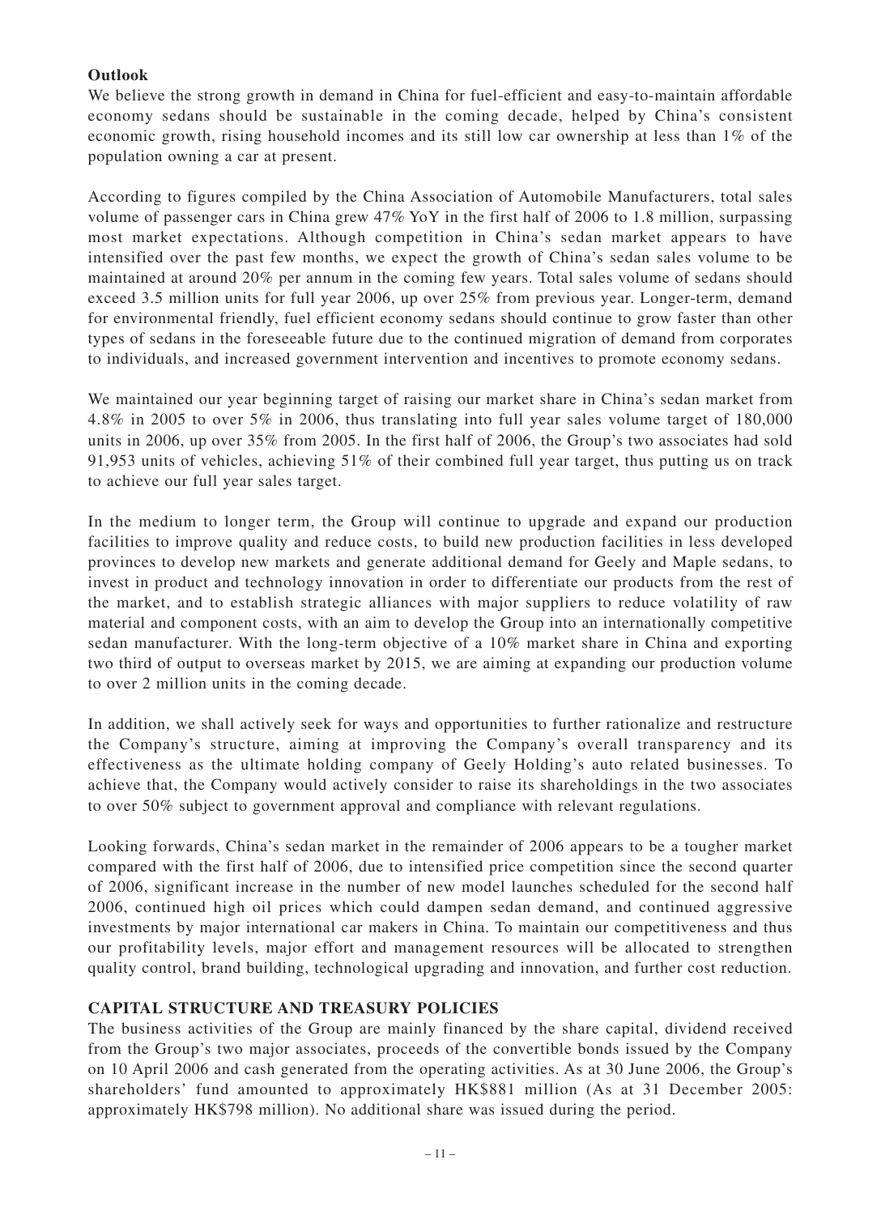**Outlook**

We believe the strong growth in demand in China for fuel-efficient and easy-to-maintain affordable economy sedans should be sustainable in the coming decade, helped by China's consistent economic growth, rising household incomes and its still low car ownership at less than 1% of the population owning a car at present.

According to figures compiled by the China Association of Automobile Manufacturers, total sales volume of passenger cars in China grew 47% YoY in the first half of 2006 to 1.8 million, surpassing most market expectations. Although competition in China's sedan market appears to have intensified over the past few months, we expect the growth of China's sedan sales volume to be maintained at around 20% per annum in the coming few years. Total sales volume of sedans should exceed 3.5 million units for full year 2006, up over 25% from previous year. Longer-term, demand for environmental friendly, fuel efficient economy sedans should continue to grow faster than other types of sedans in the foreseeable future due to the continued migration of demand from corporates to individuals, and increased government intervention and incentives to promote economy sedans.

We maintained our year beginning target of raising our market share in China's sedan market from 4.8% in 2005 to over 5% in 2006, thus translating into full year sales volume target of 180,000 units in 2006, up over 35% from 2005. In the first half of 2006, the Group's two associates had sold 91,953 units of vehicles, achieving 51% of their combined full year target, thus putting us on track to achieve our full year sales target.

In the medium to longer term, the Group will continue to upgrade and expand our production facilities to improve quality and reduce costs, to build new production facilities in less developed provinces to develop new markets and generate additional demand for Geely and Maple sedans, to invest in product and technology innovation in order to differentiate our products from the rest of the market, and to establish strategic alliances with major suppliers to reduce volatility of raw material and component costs, with an aim to develop the Group into an internationally competitive sedan manufacturer. With the long-term objective of a 10% market share in China and exporting two third of output to overseas market by 2015, we are aiming at expanding our production volume to over 2 million units in the coming decade.

In addition, we shall actively seek for ways and opportunities to further rationalize and restructure the Company's structure, aiming at improving the Company's overall transparency and its effectiveness as the ultimate holding company of Geely Holding's auto related businesses. To achieve that, the Company would actively consider to raise its shareholdings in the two associates to over 50% subject to government approval and compliance with relevant regulations.

Looking forwards, China's sedan market in the remainder of 2006 appears to be a tougher market compared with the first half of 2006, due to intensified price competition since the second quarter of 2006, significant increase in the number of new model launches scheduled for the second half 2006, continued high oil prices which could dampen sedan demand, and continued aggressive investments by major international car makers in China. To maintain our competitiveness and thus our profitability levels, major effort and management resources will be allocated to strengthen quality control, brand building, technological upgrading and innovation, and further cost reduction.

## CAPITAL STRUCTURE AND TREASURY POLICIES

The business activities of the Group are mainly financed by the share capital, dividend received from the Group's two major associates, proceeds of the convertible bonds issued by the Company on 10 April 2006 and cash generated from the operating activities. As at 30 June 2006, the Group's shareholders' fund amounted to approximately HK$881 million (As at 31 December 2005: approximately HK$798 million). No additional share was issued during the period.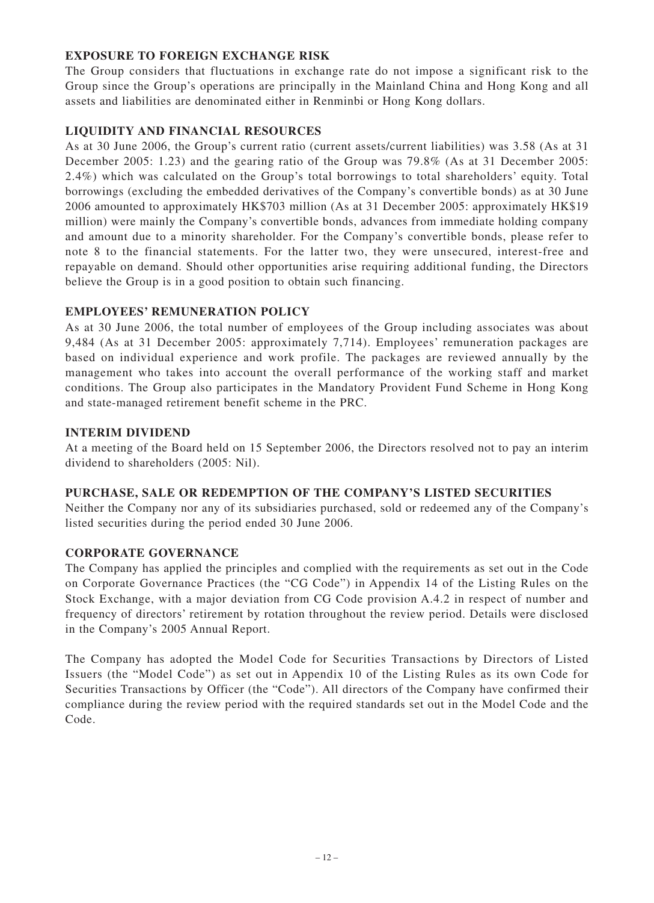## EXPOSURE TO FOREIGN EXCHANGE RISK

The Group considers that fluctuations in exchange rate do not impose a significant risk to the Group since the Group's operations are principally in the Mainland China and Hong Kong and all assets and liabilities are denominated either in Renminbi or Hong Kong dollars.

## LIQUIDITY AND FINANCIAL RESOURCES

As at 30 June 2006, the Group's current ratio (current assets/current liabilities) was 3.58 (As at 31 December 2005: 1.23) and the gearing ratio of the Group was 79.8% (As at 31 December 2005: 2.4%) which was calculated on the Group's total borrowings to total shareholders' equity. Total borrowings (excluding the embedded derivatives of the Company's convertible bonds) as at 30 June 2006 amounted to approximately HK$703 million (As at 31 December 2005: approximately HK$19 million) were mainly the Company's convertible bonds, advances from immediate holding company and amount due to a minority shareholder. For the Company's convertible bonds, please refer to note 8 to the financial statements. For the latter two, they were unsecured, interest-free and repayable on demand. Should other opportunities arise requiring additional funding, the Directors believe the Group is in a good position to obtain such financing.

## EMPLOYEES' REMUNERATION POLICY

As at 30 June 2006, the total number of employees of the Group including associates was about 9,484 (As at 31 December 2005: approximately 7,714). Employees' remuneration packages are based on individual experience and work profile. The packages are reviewed annually by the management who takes into account the overall performance of the working staff and market conditions. The Group also participates in the Mandatory Provident Fund Scheme in Hong Kong and state-managed retirement benefit scheme in the PRC.

## INTERIM DIVIDEND

At a meeting of the Board held on 15 September 2006, the Directors resolved not to pay an interim dividend to shareholders (2005: Nil).

## PURCHASE, SALE OR REDEMPTION OF THE COMPANY'S LISTED SECURITIES

Neither the Company nor any of its subsidiaries purchased, sold or redeemed any of the Company's listed securities during the period ended 30 June 2006.

## CORPORATE GOVERNANCE

The Company has applied the principles and complied with the requirements as set out in the Code on Corporate Governance Practices (the "CG Code") in Appendix 14 of the Listing Rules on the Stock Exchange, with a major deviation from CG Code provision A.4.2 in respect of number and frequency of directors' retirement by rotation throughout the review period. Details were disclosed in the Company's 2005 Annual Report.

The Company has adopted the Model Code for Securities Transactions by Directors of Listed Issuers (the "Model Code") as set out in Appendix 10 of the Listing Rules as its own Code for Securities Transactions by Officer (the "Code"). All directors of the Company have confirmed their compliance during the review period with the required standards set out in the Model Code and the Code.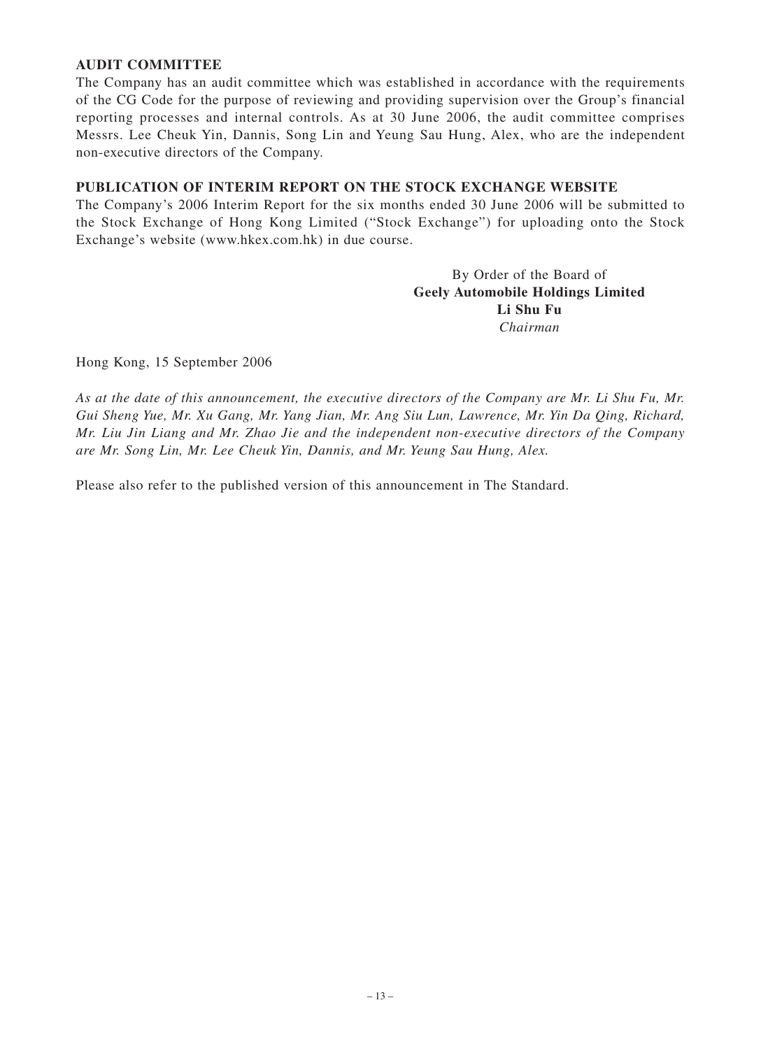## AUDIT COMMITTEE

The Company has an audit committee which was established in accordance with the requirements of the CG Code for the purpose of reviewing and providing supervision over the Group's financial reporting processes and internal controls. As at 30 June 2006, the audit committee comprises Messrs. Lee Cheuk Yin, Dannis, Song Lin and Yeung Sau Hung, Alex, who are the independent non-executive directors of the Company.

## PUBLICATION OF INTERIM REPORT ON THE STOCK EXCHANGE WEBSITE

The Company's 2006 Interim Report for the six months ended 30 June 2006 will be submitted to the Stock Exchange of Hong Kong Limited ("Stock Exchange") for uploading onto the Stock Exchange's website (www.hkex.com.hk) in due course.

By Order of the Board of
**Geely Automobile Holdings Limited**
**Li Shu Fu**
*Chairman*

Hong Kong, 15 September 2006

*As at the date of this announcement, the executive directors of the Company are Mr. Li Shu Fu, Mr. Gui Sheng Yue, Mr. Xu Gang, Mr. Yang Jian, Mr. Ang Siu Lun, Lawrence, Mr. Yin Da Qing, Richard, Mr. Liu Jin Liang and Mr. Zhao Jie and the independent non-executive directors of the Company are Mr. Song Lin, Mr. Lee Cheuk Yin, Dannis, and Mr. Yeung Sau Hung, Alex.*

Please also refer to the published version of this announcement in The Standard.